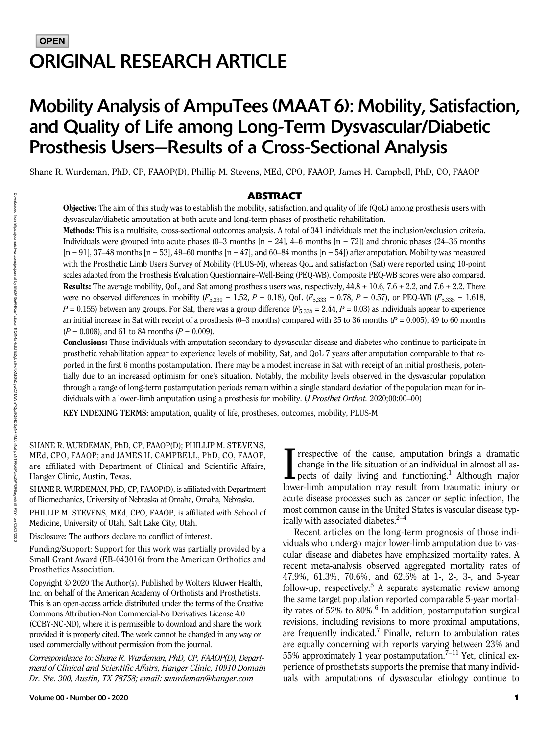OPEN

# ORIGINAL RESEARCH ARTICLE

# Mobility Analysis of AmpuTees (MAAT 6): Mobility, Satisfaction, and Quality of Life among Long-Term Dysvascular/Diabetic Prosthesis Users—Results of a Cross-Sectional Analysis

Shane R. Wurdeman, PhD, CP, FAAOP(D), Phillip M. Stevens, MEd, CPO, FAAOP, James H. Campbell, PhD, CO, FAAOP

## ABSTRACT

**Objective:** The aim of this study was to establish the mobility, satisfaction, and quality of life (QoL) among prosthesis users with dysvascular/diabetic amputation at both acute and long-term phases of prosthetic rehabilitation.

**Methods:** This is a multisite, cross-sectional outcomes analysis. A total of 341 individuals met the inclusion/exclusion criteria. Individuals were grouped into acute phases (0–3 months [n = 24], 4–6 months [n = 72]) and chronic phases (24–36 months [n = 91], 37–48 months [n = 53], 49–60 months [n = 47], and 60–84 months [n = 54]) after amputation. Mobility was measured with the Prosthetic Limb Users Survey of Mobility (PLUS-M), whereas QoL and satisfaction (Sat) were reported using 10-point scales adapted from the Prosthesis Evaluation Questionnaire–Well-Being (PEQ-WB). Composite PEQ-WB scores were also compared.

**Results:** The average mobility, QoL, and Sat among prosthesis users was, respectively, 44.8 ± 10.6, 7.6 ± 2.2, and 7.6 ± 2.2. There were no observed differences in mobility ($F_{5,330}$ = 1.52, $P$ = 0.18), QoL ($F_{5,333}$ = 0.78, $P$ = 0.57), or PEQ-WB ($F_{5,335}$ = 1.618, $P$ = 0.155) between any groups. For Sat, there was a group difference ($F_{5,334}$ = 2.44, $P$ = 0.03) as individuals appear to experience an initial increase in Sat with receipt of a prosthesis (0–3 months) compared with 25 to 36 months ($P$ = 0.005), 49 to 60 months ($P$ = 0.008), and 61 to 84 months ($P$ = 0.009).

**Conclusions:** Those individuals with amputation secondary to dysvascular disease and diabetes who continue to participate in prosthetic rehabilitation appear to experience levels of mobility, Sat, and QoL 7 years after amputation comparable to that reported in the first 6 months postamputation. There may be a modest increase in Sat with receipt of an initial prosthesis, potentially due to an increased optimism for one's situation. Notably, the mobility levels observed in the dysvascular population through a range of long-term postamputation periods remain within a single standard deviation of the population mean for individuals with a lower-limb amputation using a prosthesis for mobility. (*J Prosthet Orthot*. 2020;00:00–00)

**KEY INDEXING TERMS**: amputation, quality of life, prostheses, outcomes, mobility, PLUS-M

SHANE R. WURDEMAN, PhD, CP, FAAOP(D); PHILLIP M. STEVENS, MEd, CPO, FAAOP; and JAMES H. CAMPBELL, PhD, CO, FAAOP, are affiliated with Department of Clinical and Scientific Affairs, Hanger Clinic, Austin, Texas.

SHANE R. WURDEMAN, PhD, CP, FAAOP(D), is affiliated with Department of Biomechanics, University of Nebraska at Omaha, Omaha, Nebraska.

PHILLIP M. STEVENS, MEd, CPO, FAAOP, is affiliated with School of Medicine, University of Utah, Salt Lake City, Utah.

Disclosure: The authors declare no conflict of interest.

Funding/Support: Support for this work was partially provided by a Small Grant Award (EB-043016) from the American Orthotics and Prosthetics Association.

Copyright © 2020 The Author(s). Published by Wolters Kluwer Health, Inc. on behalf of the American Academy of Orthotists and Prosthetists. This is an open-access article distributed under the terms of the Creative Commons Attribution-Non Commercial-No Derivatives License 4.0 (CCBY-NC-ND), where it is permissible to download and share the work provided it is properly cited. The work cannot be changed in any way or used commercially without permission from the journal.

*Correspondence to: Shane R. Wurdeman, PhD, CP, FAAOP(D), Department of Clinical and Scientific Affairs, Hanger Clinic, 10910 Domain Dr. Ste. 300, Austin, TX 78758; email: swurdeman@hanger.com*

Irrespective of the cause, amputation brings a dramatic change in the life situation of an individual in almost all aspects of daily living and functioning.[1] Although major lower-limb amputation may result from traumatic injury or acute disease processes such as cancer or septic infection, the most common cause in the United States is vascular disease typically with associated diabetes.[2–4]

Recent articles on the long-term prognosis of those individuals who undergo major lower-limb amputation due to vascular disease and diabetes have emphasized mortality rates. A recent meta-analysis observed aggregated mortality rates of 47.9%, 61.3%, 70.6%, and 62.6% at 1-, 2-, 3-, and 5-year follow-up, respectively.[5] A separate systematic review among the same target population reported comparable 5-year mortality rates of 52% to 80%.[6] In addition, postamputation surgical revisions, including revisions to more proximal amputations, are frequently indicated.[7] Finally, return to ambulation rates are equally concerning with reports varying between 23% and 55% approximately 1 year postamputation.[7–11] Yet, clinical experience of prosthetists supports the premise that many individuals with amputations of dysvascular etiology continue to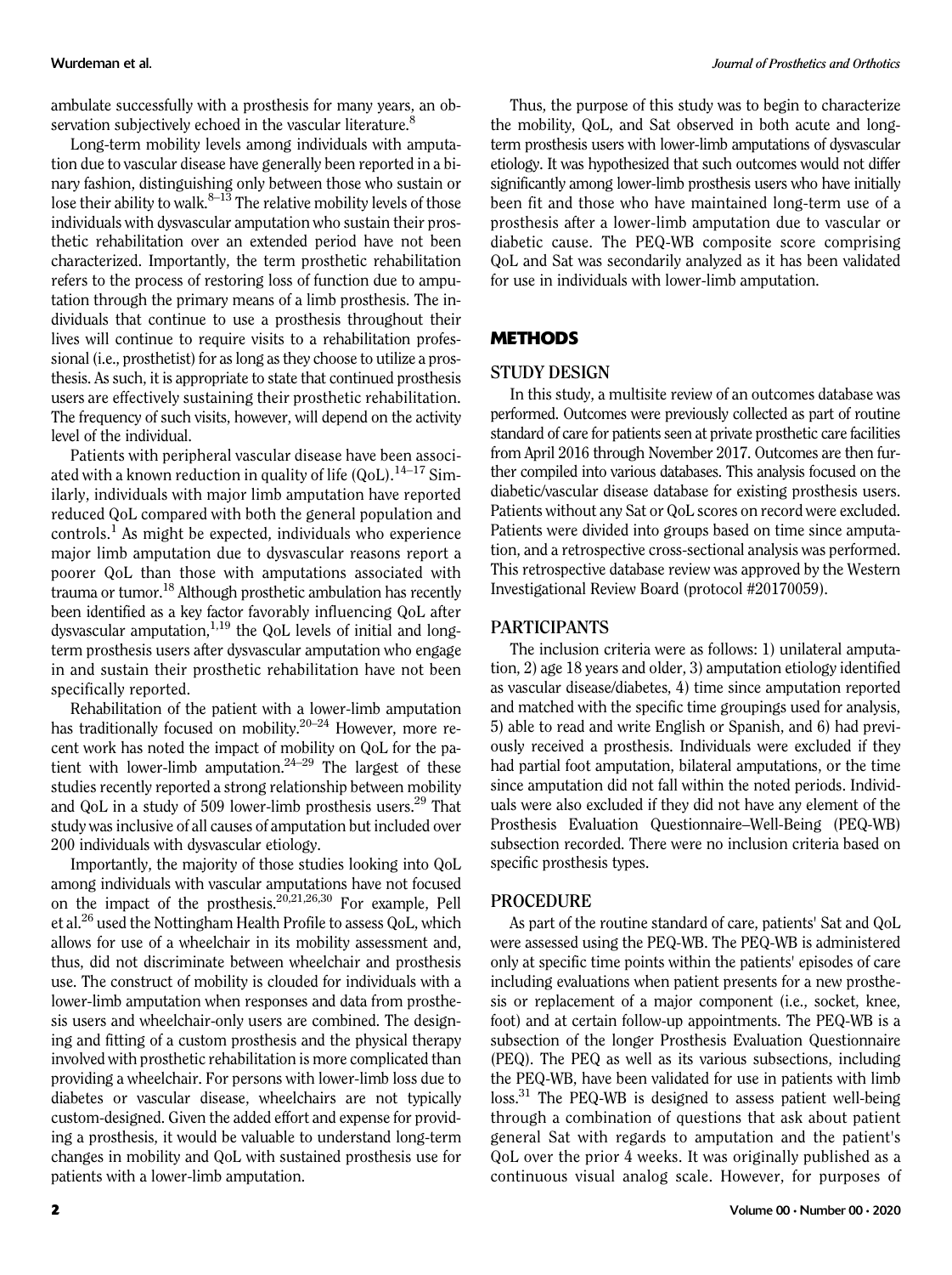ambulate successfully with a prosthesis for many years, an observation subjectively echoed in the vascular literature.[8]

Long-term mobility levels among individuals with amputation due to vascular disease have generally been reported in a binary fashion, distinguishing only between those who sustain or lose their ability to walk.[8–13] The relative mobility levels of those individuals with dysvascular amputation who sustain their prosthetic rehabilitation over an extended period have not been characterized. Importantly, the term prosthetic rehabilitation refers to the process of restoring loss of function due to amputation through the primary means of a limb prosthesis. The individuals that continue to use a prosthesis throughout their lives will continue to require visits to a rehabilitation professional (i.e., prosthetist) for as long as they choose to utilize a prosthesis. As such, it is appropriate to state that continued prosthesis users are effectively sustaining their prosthetic rehabilitation. The frequency of such visits, however, will depend on the activity level of the individual.

Patients with peripheral vascular disease have been associated with a known reduction in quality of life (QoL).[14–17] Similarly, individuals with major limb amputation have reported reduced QoL compared with both the general population and controls.[1] As might be expected, individuals who experience major limb amputation due to dysvascular reasons report a poorer QoL than those with amputations associated with trauma or tumor.[18] Although prosthetic ambulation has recently been identified as a key factor favorably influencing QoL after dysvascular amputation,[1,19] the QoL levels of initial and long-term prosthesis users after dysvascular amputation who engage in and sustain their prosthetic rehabilitation have not been specifically reported.

Rehabilitation of the patient with a lower-limb amputation has traditionally focused on mobility.[20–24] However, more recent work has noted the impact of mobility on QoL for the patient with lower-limb amputation.[24–29] The largest of these studies recently reported a strong relationship between mobility and QoL in a study of 509 lower-limb prosthesis users.[29] That study was inclusive of all causes of amputation but included over 200 individuals with dysvascular etiology.

Importantly, the majority of those studies looking into QoL among individuals with vascular amputations have not focused on the impact of the prosthesis.[20,21,26,30] For example, Pell et al.[26] used the Nottingham Health Profile to assess QoL, which allows for use of a wheelchair in its mobility assessment and, thus, did not discriminate between wheelchair and prosthesis use. The construct of mobility is clouded for individuals with a lower-limb amputation when responses and data from prosthesis users and wheelchair-only users are combined. The designing and fitting of a custom prosthesis and the physical therapy involved with prosthetic rehabilitation is more complicated than providing a wheelchair. For persons with lower-limb loss due to diabetes or vascular disease, wheelchairs are not typically custom-designed. Given the added effort and expense for providing a prosthesis, it would be valuable to understand long-term changes in mobility and QoL with sustained prosthesis use for patients with a lower-limb amputation.

Thus, the purpose of this study was to begin to characterize the mobility, QoL, and Sat observed in both acute and long-term prosthesis users with lower-limb amputations of dysvascular etiology. It was hypothesized that such outcomes would not differ significantly among lower-limb prosthesis users who have initially been fit and those who have maintained long-term use of a prosthesis after a lower-limb amputation due to vascular or diabetic cause. The PEQ-WB composite score comprising QoL and Sat was secondarily analyzed as it has been validated for use in individuals with lower-limb amputation.

## METHODS

### STUDY DESIGN

In this study, a multisite review of an outcomes database was performed. Outcomes were previously collected as part of routine standard of care for patients seen at private prosthetic care facilities from April 2016 through November 2017. Outcomes are then further compiled into various databases. This analysis focused on the diabetic/vascular disease database for existing prosthesis users. Patients without any Sat or QoL scores on record were excluded. Patients were divided into groups based on time since amputation, and a retrospective cross-sectional analysis was performed. This retrospective database review was approved by the Western Investigational Review Board (protocol #20170059).

### PARTICIPANTS

The inclusion criteria were as follows: 1) unilateral amputation, 2) age 18 years and older, 3) amputation etiology identified as vascular disease/diabetes, 4) time since amputation reported and matched with the specific time groupings used for analysis, 5) able to read and write English or Spanish, and 6) had previously received a prosthesis. Individuals were excluded if they had partial foot amputation, bilateral amputations, or the time since amputation did not fall within the noted periods. Individuals were also excluded if they did not have any element of the Prosthesis Evaluation Questionnaire–Well-Being (PEQ-WB) subsection recorded. There were no inclusion criteria based on specific prosthesis types.

### PROCEDURE

As part of the routine standard of care, patients' Sat and QoL were assessed using the PEQ-WB. The PEQ-WB is administered only at specific time points within the patients' episodes of care including evaluations when patient presents for a new prosthesis or replacement of a major component (i.e., socket, knee, foot) and at certain follow-up appointments. The PEQ-WB is a subsection of the longer Prosthesis Evaluation Questionnaire (PEQ). The PEQ as well as its various subsections, including the PEQ-WB, have been validated for use in patients with limb loss.[31] The PEQ-WB is designed to assess patient well-being through a combination of questions that ask about patient general Sat with regards to amputation and the patient's QoL over the prior 4 weeks. It was originally published as a continuous visual analog scale. However, for purposes of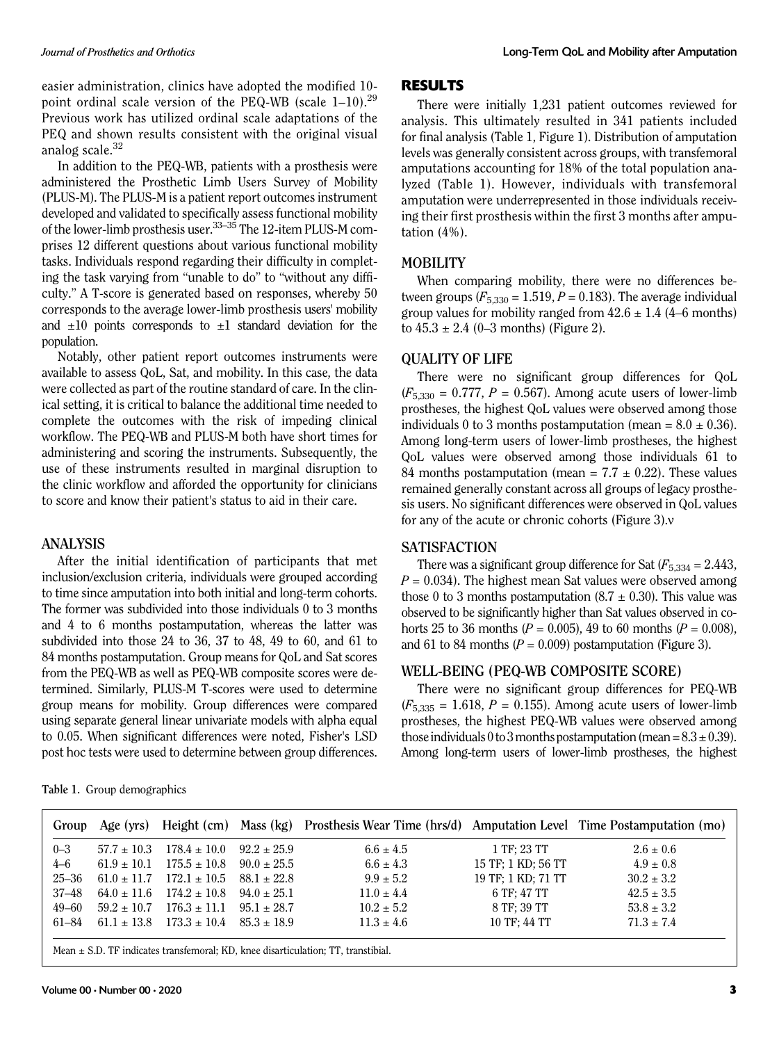easier administration, clinics have adopted the modified 10-point ordinal scale version of the PEQ-WB (scale 1–10).[29] Previous work has utilized ordinal scale adaptations of the PEQ and shown results consistent with the original visual analog scale.[32]

In addition to the PEQ-WB, patients with a prosthesis were administered the Prosthetic Limb Users Survey of Mobility (PLUS-M). The PLUS-M is a patient report outcomes instrument developed and validated to specifically assess functional mobility of the lower-limb prosthesis user.[33–35] The 12-item PLUS-M comprises 12 different questions about various functional mobility tasks. Individuals respond regarding their difficulty in completing the task varying from "unable to do" to "without any difficulty." A T-score is generated based on responses, whereby 50 corresponds to the average lower-limb prosthesis users' mobility and ±10 points corresponds to ±1 standard deviation for the population.

Notably, other patient report outcomes instruments were available to assess QoL, Sat, and mobility. In this case, the data were collected as part of the routine standard of care. In the clinical setting, it is critical to balance the additional time needed to complete the outcomes with the risk of impeding clinical workflow. The PEQ-WB and PLUS-M both have short times for administering and scoring the instruments. Subsequently, the use of these instruments resulted in marginal disruption to the clinic workflow and afforded the opportunity for clinicians to score and know their patient's status to aid in their care.

## ANALYSIS

After the initial identification of participants that met inclusion/exclusion criteria, individuals were grouped according to time since amputation into both initial and long-term cohorts. The former was subdivided into those individuals 0 to 3 months and 4 to 6 months postamputation, whereas the latter was subdivided into those 24 to 36, 37 to 48, 49 to 60, and 61 to 84 months postamputation. Group means for QoL and Sat scores from the PEQ-WB as well as PEQ-WB composite scores were determined. Similarly, PLUS-M T-scores were used to determine group means for mobility. Group differences were compared using separate general linear univariate models with alpha equal to 0.05. When significant differences were noted, Fisher's LSD post hoc tests were used to determine between group differences.

# RESULTS

There were initially 1,231 patient outcomes reviewed for analysis. This ultimately resulted in 341 patients included for final analysis (Table 1, Figure 1). Distribution of amputation levels was generally consistent across groups, with transfemoral amputations accounting for 18% of the total population analyzed (Table 1). However, individuals with transfemoral amputation were underrepresented in those individuals receiving their first prosthesis within the first 3 months after amputation (4%).

## MOBILITY

When comparing mobility, there were no differences between groups ($F_{5,330} = 1.519$, $P = 0.183$). The average individual group values for mobility ranged from 42.6 ± 1.4 (4–6 months) to 45.3 ± 2.4 (0–3 months) (Figure 2).

## QUALITY OF LIFE

There were no significant group differences for QoL ($F_{5,330} = 0.777$, $P = 0.567$). Among acute users of lower-limb prostheses, the highest QoL values were observed among those individuals 0 to 3 months postamputation (mean = 8.0 ± 0.36). Among long-term users of lower-limb prostheses, the highest QoL values were observed among those individuals 61 to 84 months postamputation (mean = 7.7 ± 0.22). These values remained generally constant across all groups of legacy prosthesis users. No significant differences were observed in QoL values for any of the acute or chronic cohorts (Figure 3).v

## SATISFACTION

There was a significant group difference for Sat ($F_{5,334} = 2.443$, $P = 0.034$). The highest mean Sat values were observed among those 0 to 3 months postamputation (8.7 ± 0.30). This value was observed to be significantly higher than Sat values observed in cohorts 25 to 36 months ($P = 0.005$), 49 to 60 months ($P = 0.008$), and 61 to 84 months ($P = 0.009$) postamputation (Figure 3).

## WELL-BEING (PEQ-WB COMPOSITE SCORE)

There were no significant group differences for PEQ-WB ($F_{5,335} = 1.618$, $P = 0.155$). Among acute users of lower-limb prostheses, the highest PEQ-WB values were observed among those individuals 0 to 3 months postamputation (mean = 8.3 ± 0.39). Among long-term users of lower-limb prostheses, the highest

**Table 1.** Group demographics

| Group | Age (yrs) | Height (cm) | Mass (kg) | Prosthesis Wear Time (hrs/d) | Amputation Level | Time Postamputation (mo) |
|---|---|---|---|---|---|---|
| 0–3 | 57.7 ± 10.3 | 178.4 ± 10.0 | 92.2 ± 25.9 | 6.6 ± 4.5 | 1 TF; 23 TT | 2.6 ± 0.6 |
| 4–6 | 61.9 ± 10.1 | 175.5 ± 10.8 | 90.0 ± 25.5 | 6.6 ± 4.3 | 15 TF; 1 KD; 56 TT | 4.9 ± 0.8 |
| 25–36 | 61.0 ± 11.7 | 172.1 ± 10.5 | 88.1 ± 22.8 | 9.9 ± 5.2 | 19 TF; 1 KD; 71 TT | 30.2 ± 3.2 |
| 37–48 | 64.0 ± 11.6 | 174.2 ± 10.8 | 94.0 ± 25.1 | 11.0 ± 4.4 | 6 TF; 47 TT | 42.5 ± 3.5 |
| 49–60 | 59.2 ± 10.7 | 176.3 ± 11.1 | 95.1 ± 28.7 | 10.2 ± 5.2 | 8 TF; 39 TT | 53.8 ± 3.2 |
| 61–84 | 61.1 ± 13.8 | 173.3 ± 10.4 | 85.3 ± 18.9 | 11.3 ± 4.6 | 10 TF; 44 TT | 71.3 ± 7.4 |

Mean ± S.D. TF indicates transfemoral; KD, knee disarticulation; TT, transtibial.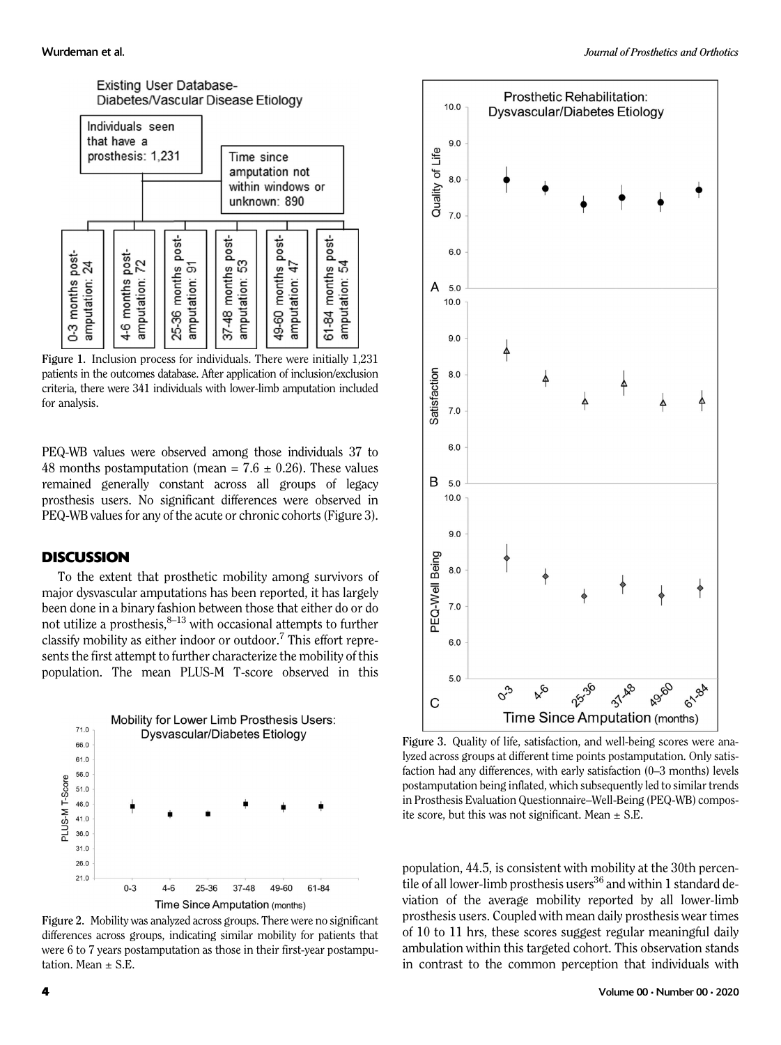Figure 1. Inclusion process for individuals. There were initially 1,231 patients in the outcomes database. After application of inclusion/exclusion criteria, there were 341 individuals with lower-limb amputation included for analysis.

PEQ-WB values were observed among those individuals 37 to 48 months postamputation (mean = 7.6 ± 0.26). These values remained generally constant across all groups of legacy prosthesis users. No significant differences were observed in PEQ-WB values for any of the acute or chronic cohorts (Figure 3).

## DISCUSSION

To the extent that prosthetic mobility among survivors of major dysvascular amputations has been reported, it has largely been done in a binary fashion between those that either do or do not utilize a prosthesis,[8–13] with occasional attempts to further classify mobility as either indoor or outdoor.[7] This effort represents the first attempt to further characterize the mobility of this population. The mean PLUS-M T-score observed in this population, 44.5, is consistent with mobility at the 30th percentile of all lower-limb prosthesis users[36] and within 1 standard deviation of the average mobility reported by all lower-limb prosthesis users. Coupled with mean daily prosthesis wear times of 10 to 11 hrs, these scores suggest regular meaningful daily ambulation within this targeted cohort. This observation stands in contrast to the common perception that individuals with

Figure 2. Mobility was analyzed across groups. There were no significant differences across groups, indicating similar mobility for patients that were 6 to 7 years postamputation as those in their first-year postamputation. Mean ± S.E.

Figure 3. Quality of life, satisfaction, and well-being scores were analyzed across groups at different time points postamputation. Only satisfaction had any differences, with early satisfaction (0–3 months) levels postamputation being inflated, which subsequently led to similar trends in Prosthesis Evaluation Questionnaire–Well-Being (PEQ-WB) composite score, but this was not significant. Mean ± S.E.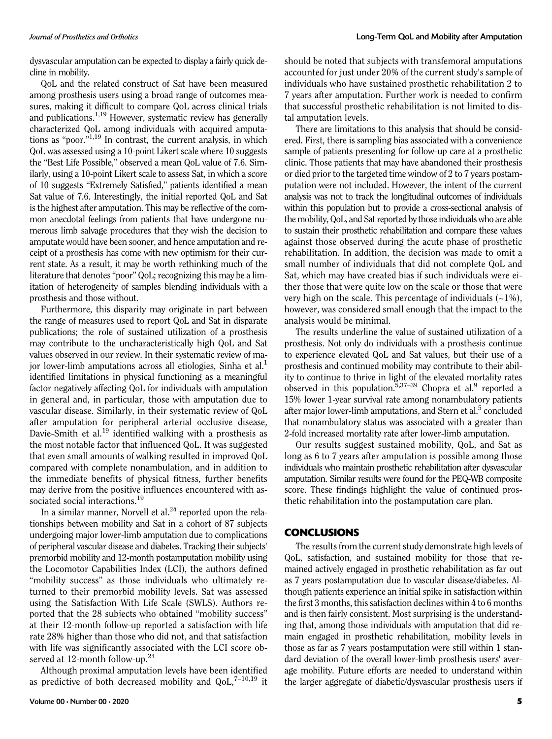dysvascular amputation can be expected to display a fairly quick decline in mobility.

QoL and the related construct of Sat have been measured among prosthesis users using a broad range of outcomes measures, making it difficult to compare QoL across clinical trials and publications.[1,19] However, systematic review has generally characterized QoL among individuals with acquired amputations as "poor."[1,19] In contrast, the current analysis, in which QoL was assessed using a 10-point Likert scale where 10 suggests the "Best Life Possible," observed a mean QoL value of 7.6. Similarly, using a 10-point Likert scale to assess Sat, in which a score of 10 suggests "Extremely Satisfied," patients identified a mean Sat value of 7.6. Interestingly, the initial reported QoL and Sat is the highest after amputation. This may be reflective of the common anecdotal feelings from patients that have undergone numerous limb salvage procedures that they wish the decision to amputate would have been sooner, and hence amputation and receipt of a prosthesis has come with new optimism for their current state. As a result, it may be worth rethinking much of the literature that denotes "poor" QoL; recognizing this may be a limitation of heterogeneity of samples blending individuals with a prosthesis and those without.

Furthermore, this disparity may originate in part between the range of measures used to report QoL and Sat in disparate publications; the role of sustained utilization of a prosthesis may contribute to the uncharacteristically high QoL and Sat values observed in our review. In their systematic review of major lower-limb amputations across all etiologies, Sinha et al.[1] identified limitations in physical functioning as a meaningful factor negatively affecting QoL for individuals with amputation in general and, in particular, those with amputation due to vascular disease. Similarly, in their systematic review of QoL after amputation for peripheral arterial occlusive disease, Davie-Smith et al.[19] identified walking with a prosthesis as the most notable factor that influenced QoL. It was suggested that even small amounts of walking resulted in improved QoL compared with complete nonambulation, and in addition to the immediate benefits of physical fitness, further benefits may derive from the positive influences encountered with associated social interactions.[19]

In a similar manner, Norvell et al.[24] reported upon the relationships between mobility and Sat in a cohort of 87 subjects undergoing major lower-limb amputation due to complications of peripheral vascular disease and diabetes. Tracking their subjects' premorbid mobility and 12-month postamputation mobility using the Locomotor Capabilities Index (LCI), the authors defined "mobility success" as those individuals who ultimately returned to their premorbid mobility levels. Sat was assessed using the Satisfaction With Life Scale (SWLS). Authors reported that the 28 subjects who obtained "mobility success" at their 12-month follow-up reported a satisfaction with life rate 28% higher than those who did not, and that satisfaction with life was significantly associated with the LCI score observed at 12-month follow-up.[24]

Although proximal amputation levels have been identified as predictive of both decreased mobility and QoL,[7–10,19] it should be noted that subjects with transfemoral amputations accounted for just under 20% of the current study's sample of individuals who have sustained prosthetic rehabilitation 2 to 7 years after amputation. Further work is needed to confirm that successful prosthetic rehabilitation is not limited to distal amputation levels.

There are limitations to this analysis that should be considered. First, there is sampling bias associated with a convenience sample of patients presenting for follow-up care at a prosthetic clinic. Those patients that may have abandoned their prosthesis or died prior to the targeted time window of 2 to 7 years postamputation were not included. However, the intent of the current analysis was not to track the longitudinal outcomes of individuals within this population but to provide a cross-sectional analysis of the mobility, QoL, and Sat reported by those individuals who are able to sustain their prosthetic rehabilitation and compare these values against those observed during the acute phase of prosthetic rehabilitation. In addition, the decision was made to omit a small number of individuals that did not complete QoL and Sat, which may have created bias if such individuals were either those that were quite low on the scale or those that were very high on the scale. This percentage of individuals (~1%), however, was considered small enough that the impact to the analysis would be minimal.

The results underline the value of sustained utilization of a prosthesis. Not only do individuals with a prosthesis continue to experience elevated QoL and Sat values, but their use of a prosthesis and continued mobility may contribute to their ability to continue to thrive in light of the elevated mortality rates observed in this population.[5,37–39] Chopra et al.[9] reported a 15% lower 1-year survival rate among nonambulatory patients after major lower-limb amputations, and Stern et al.[5] concluded that nonambulatory status was associated with a greater than 2-fold increased mortality rate after lower-limb amputation.

Our results suggest sustained mobility, QoL, and Sat as long as 6 to 7 years after amputation is possible among those individuals who maintain prosthetic rehabilitation after dysvascular amputation. Similar results were found for the PEQ-WB composite score. These findings highlight the value of continued prosthetic rehabilitation into the postamputation care plan.

## CONCLUSIONS

The results from the current study demonstrate high levels of QoL, satisfaction, and sustained mobility for those that remained actively engaged in prosthetic rehabilitation as far out as 7 years postamputation due to vascular disease/diabetes. Although patients experience an initial spike in satisfaction within the first 3 months, this satisfaction declines within 4 to 6 months and is then fairly consistent. Most surprising is the understanding that, among those individuals with amputation that did remain engaged in prosthetic rehabilitation, mobility levels in those as far as 7 years postamputation were still within 1 standard deviation of the overall lower-limb prosthesis users' average mobility. Future efforts are needed to understand within the larger aggregate of diabetic/dysvascular prosthesis users if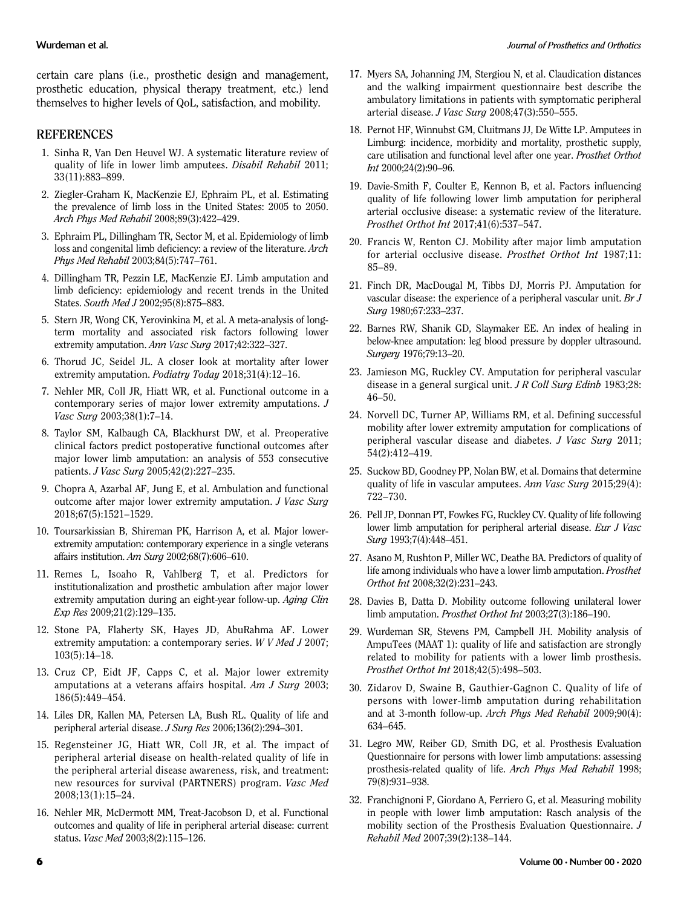certain care plans (i.e., prosthetic design and management, prosthetic education, physical therapy treatment, etc.) lend themselves to higher levels of QoL, satisfaction, and mobility.

## REFERENCES

1. Sinha R, Van Den Heuvel WJ. A systematic literature review of quality of life in lower limb amputees. *Disabil Rehabil* 2011; 33(11):883–899.
2. Ziegler-Graham K, MacKenzie EJ, Ephraim PL, et al. Estimating the prevalence of limb loss in the United States: 2005 to 2050. *Arch Phys Med Rehabil* 2008;89(3):422–429.
3. Ephraim PL, Dillingham TR, Sector M, et al. Epidemiology of limb loss and congenital limb deficiency: a review of the literature. *Arch Phys Med Rehabil* 2003;84(5):747–761.
4. Dillingham TR, Pezzin LE, MacKenzie EJ. Limb amputation and limb deficiency: epidemiology and recent trends in the United States. *South Med J* 2002;95(8):875–883.
5. Stern JR, Wong CK, Yerovinkina M, et al. A meta-analysis of long-term mortality and associated risk factors following lower extremity amputation. *Ann Vasc Surg* 2017;42:322–327.
6. Thorud JC, Seidel JL. A closer look at mortality after lower extremity amputation. *Podiatry Today* 2018;31(4):12–16.
7. Nehler MR, Coll JR, Hiatt WR, et al. Functional outcome in a contemporary series of major lower extremity amputations. *J Vasc Surg* 2003;38(1):7–14.
8. Taylor SM, Kalbaugh CA, Blackhurst DW, et al. Preoperative clinical factors predict postoperative functional outcomes after major lower limb amputation: an analysis of 553 consecutive patients. *J Vasc Surg* 2005;42(2):227–235.
9. Chopra A, Azarbal AF, Jung E, et al. Ambulation and functional outcome after major lower extremity amputation. *J Vasc Surg* 2018;67(5):1521–1529.
10. Toursarkissian B, Shireman PK, Harrison A, et al. Major lower-extremity amputation: contemporary experience in a single veterans affairs institution. *Am Surg* 2002;68(7):606–610.
11. Remes L, Isoaho R, Vahlberg T, et al. Predictors for institutionalization and prosthetic ambulation after major lower extremity amputation during an eight-year follow-up. *Aging Clin Exp Res* 2009;21(2):129–135.
12. Stone PA, Flaherty SK, Hayes JD, AbuRahma AF. Lower extremity amputation: a contemporary series. *W V Med J* 2007; 103(5):14–18.
13. Cruz CP, Eidt JF, Capps C, et al. Major lower extremity amputations at a veterans affairs hospital. *Am J Surg* 2003; 186(5):449–454.
14. Liles DR, Kallen MA, Petersen LA, Bush RL. Quality of life and peripheral arterial disease. *J Surg Res* 2006;136(2):294–301.
15. Regensteiner JG, Hiatt WR, Coll JR, et al. The impact of peripheral arterial disease on health-related quality of life in the peripheral arterial disease awareness, risk, and treatment: new resources for survival (PARTNERS) program. *Vasc Med* 2008;13(1):15–24.
16. Nehler MR, McDermott MM, Treat-Jacobson D, et al. Functional outcomes and quality of life in peripheral arterial disease: current status. *Vasc Med* 2003;8(2):115–126.
17. Myers SA, Johanning JM, Stergiou N, et al. Claudication distances and the walking impairment questionnaire best describe the ambulatory limitations in patients with symptomatic peripheral arterial disease. *J Vasc Surg* 2008;47(3):550–555.
18. Pernot HF, Winnubst GM, Cluitmans JJ, De Witte LP. Amputees in Limburg: incidence, morbidity and mortality, prosthetic supply, care utilisation and functional level after one year. *Prosthet Orthot Int* 2000;24(2):90–96.
19. Davie-Smith F, Coulter E, Kennon B, et al. Factors influencing quality of life following lower limb amputation for peripheral arterial occlusive disease: a systematic review of the literature. *Prosthet Orthot Int* 2017;41(6):537–547.
20. Francis W, Renton CJ. Mobility after major limb amputation for arterial occlusive disease. *Prosthet Orthot Int* 1987;11: 85–89.
21. Finch DR, MacDougal M, Tibbs DJ, Morris PJ. Amputation for vascular disease: the experience of a peripheral vascular unit. *Br J Surg* 1980;67:233–237.
22. Barnes RW, Shanik GD, Slaymaker EE. An index of healing in below-knee amputation: leg blood pressure by doppler ultrasound. *Surgery* 1976;79:13–20.
23. Jamieson MG, Ruckley CV. Amputation for peripheral vascular disease in a general surgical unit. *J R Coll Surg Edinb* 1983;28: 46–50.
24. Norvell DC, Turner AP, Williams RM, et al. Defining successful mobility after lower extremity amputation for complications of peripheral vascular disease and diabetes. *J Vasc Surg* 2011; 54(2):412–419.
25. Suckow BD, Goodney PP, Nolan BW, et al. Domains that determine quality of life in vascular amputees. *Ann Vasc Surg* 2015;29(4): 722–730.
26. Pell JP, Donnan PT, Fowkes FG, Ruckley CV. Quality of life following lower limb amputation for peripheral arterial disease. *Eur J Vasc Surg* 1993;7(4):448–451.
27. Asano M, Rushton P, Miller WC, Deathe BA. Predictors of quality of life among individuals who have a lower limb amputation. *Prosthet Orthot Int* 2008;32(2):231–243.
28. Davies B, Datta D. Mobility outcome following unilateral lower limb amputation. *Prosthet Orthot Int* 2003;27(3):186–190.
29. Wurdeman SR, Stevens PM, Campbell JH. Mobility analysis of AmpuTees (MAAT 1): quality of life and satisfaction are strongly related to mobility for patients with a lower limb prosthesis. *Prosthet Orthot Int* 2018;42(5):498–503.
30. Zidarov D, Swaine B, Gauthier-Gagnon C. Quality of life of persons with lower-limb amputation during rehabilitation and at 3-month follow-up. *Arch Phys Med Rehabil* 2009;90(4): 634–645.
31. Legro MW, Reiber GD, Smith DG, et al. Prosthesis Evaluation Questionnaire for persons with lower limb amputations: assessing prosthesis-related quality of life. *Arch Phys Med Rehabil* 1998; 79(8):931–938.
32. Franchignoni F, Giordano A, Ferriero G, et al. Measuring mobility in people with lower limb amputation: Rasch analysis of the mobility section of the Prosthesis Evaluation Questionnaire. *J Rehabil Med* 2007;39(2):138–144.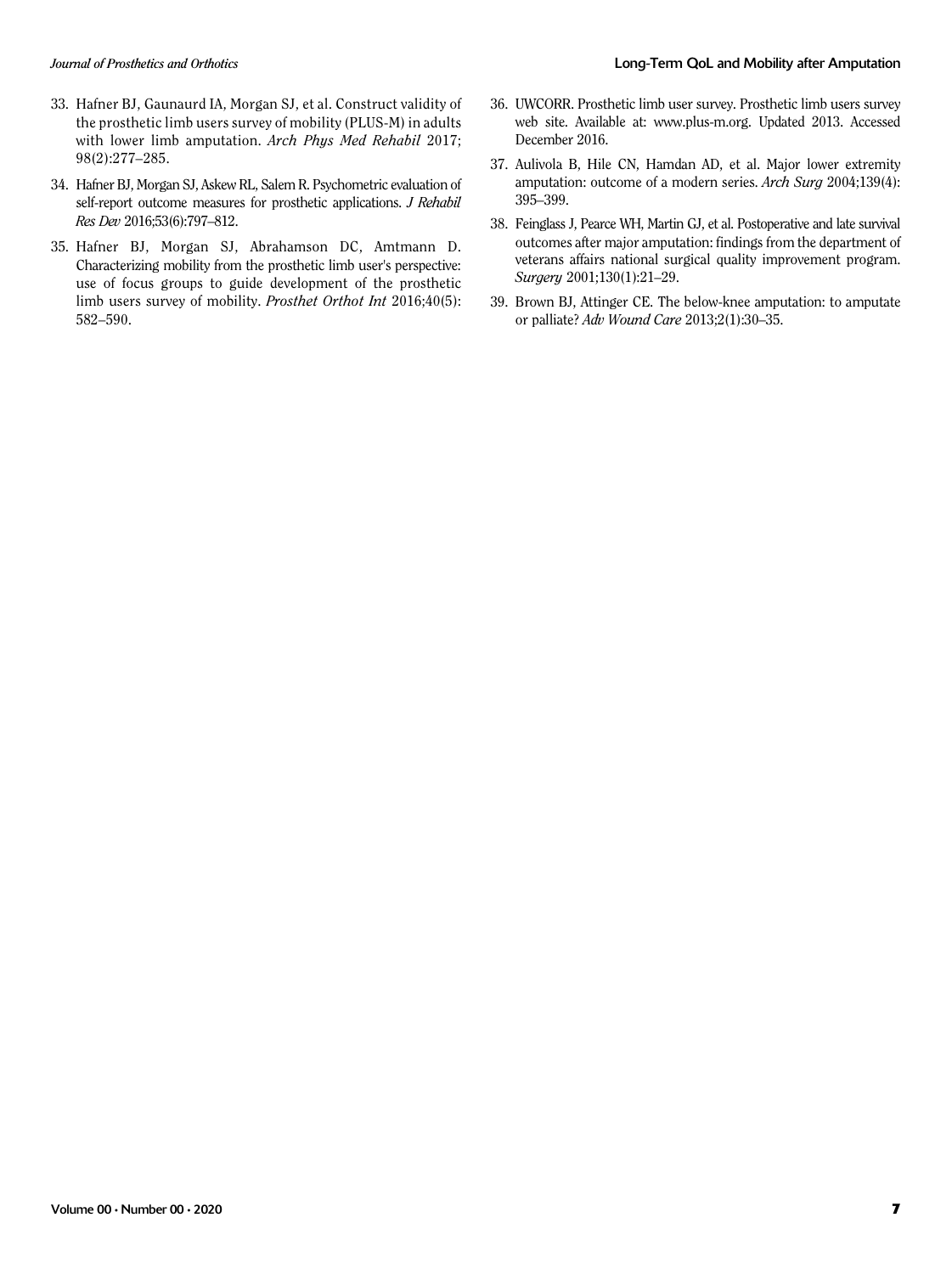33. Hafner BJ, Gaunaurd IA, Morgan SJ, et al. Construct validity of the prosthetic limb users survey of mobility (PLUS-M) in adults with lower limb amputation. *Arch Phys Med Rehabil* 2017; 98(2):277–285.

34. Hafner BJ, Morgan SJ, Askew RL, Salem R. Psychometric evaluation of self-report outcome measures for prosthetic applications. *J Rehabil Res Dev* 2016;53(6):797–812.

35. Hafner BJ, Morgan SJ, Abrahamson DC, Amtmann D. Characterizing mobility from the prosthetic limb user's perspective: use of focus groups to guide development of the prosthetic limb users survey of mobility. *Prosthet Orthot Int* 2016;40(5): 582–590.

36. UWCORR. Prosthetic limb user survey. Prosthetic limb users survey web site. Available at: www.plus-m.org. Updated 2013. Accessed December 2016.

37. Aulivola B, Hile CN, Hamdan AD, et al. Major lower extremity amputation: outcome of a modern series. *Arch Surg* 2004;139(4): 395–399.

38. Feinglass J, Pearce WH, Martin GJ, et al. Postoperative and late survival outcomes after major amputation: findings from the department of veterans affairs national surgical quality improvement program. *Surgery* 2001;130(1):21–29.

39. Brown BJ, Attinger CE. The below-knee amputation: to amputate or palliate? *Adv Wound Care* 2013;2(1):30–35.